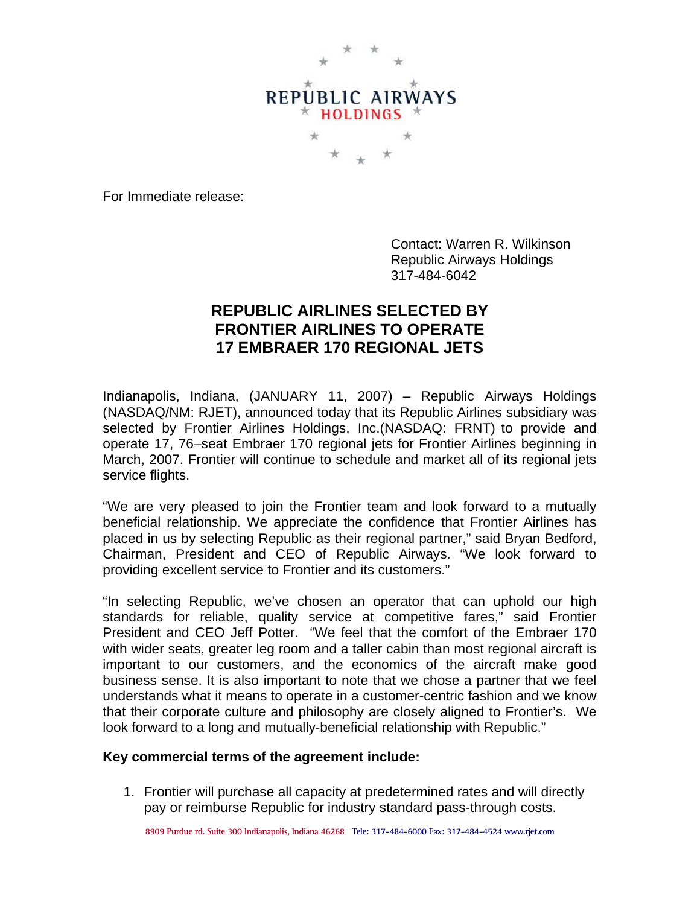REPUBLIC AIRWAYS HOLDINGS

For Immediate release:

Contact: Warren R. Wilkinson
Republic Airways Holdings
317-484-6042

# REPUBLIC AIRLINES SELECTED BY FRONTIER AIRLINES TO OPERATE 17 EMBRAER 170 REGIONAL JETS

Indianapolis, Indiana, (JANUARY 11, 2007) – Republic Airways Holdings (NASDAQ/NM: RJET), announced today that its Republic Airlines subsidiary was selected by Frontier Airlines Holdings, Inc.(NASDAQ: FRNT) to provide and operate 17, 76–seat Embraer 170 regional jets for Frontier Airlines beginning in March, 2007. Frontier will continue to schedule and market all of its regional jets service flights.

"We are very pleased to join the Frontier team and look forward to a mutually beneficial relationship. We appreciate the confidence that Frontier Airlines has placed in us by selecting Republic as their regional partner," said Bryan Bedford, Chairman, President and CEO of Republic Airways. "We look forward to providing excellent service to Frontier and its customers."

"In selecting Republic, we've chosen an operator that can uphold our high standards for reliable, quality service at competitive fares," said Frontier President and CEO Jeff Potter. "We feel that the comfort of the Embraer 170 with wider seats, greater leg room and a taller cabin than most regional aircraft is important to our customers, and the economics of the aircraft make good business sense. It is also important to note that we chose a partner that we feel understands what it means to operate in a customer-centric fashion and we know that their corporate culture and philosophy are closely aligned to Frontier's. We look forward to a long and mutually-beneficial relationship with Republic."

**Key commercial terms of the agreement include:**

1. Frontier will purchase all capacity at predetermined rates and will directly pay or reimburse Republic for industry standard pass-through costs.

8909 Purdue rd. Suite 300 Indianapolis, Indiana 46268 Tele: 317-484-6000 Fax: 317-484-4524 www.rjet.com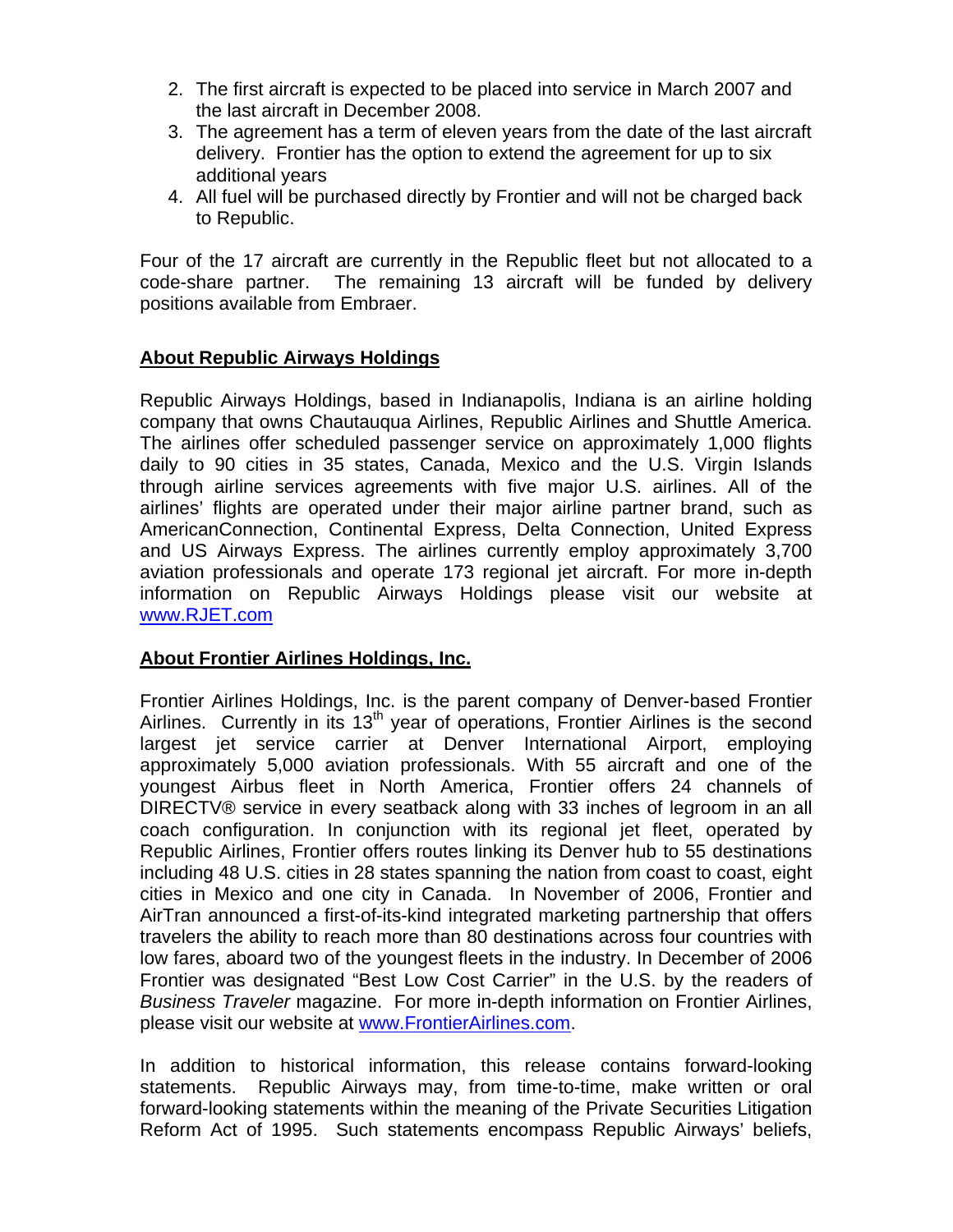2. The first aircraft is expected to be placed into service in March 2007 and the last aircraft in December 2008.
3. The agreement has a term of eleven years from the date of the last aircraft delivery. Frontier has the option to extend the agreement for up to six additional years
4. All fuel will be purchased directly by Frontier and will not be charged back to Republic.

Four of the 17 aircraft are currently in the Republic fleet but not allocated to a code-share partner. The remaining 13 aircraft will be funded by delivery positions available from Embraer.

**About Republic Airways Holdings**

Republic Airways Holdings, based in Indianapolis, Indiana is an airline holding company that owns Chautauqua Airlines, Republic Airlines and Shuttle America. The airlines offer scheduled passenger service on approximately 1,000 flights daily to 90 cities in 35 states, Canada, Mexico and the U.S. Virgin Islands through airline services agreements with five major U.S. airlines. All of the airlines' flights are operated under their major airline partner brand, such as AmericanConnection, Continental Express, Delta Connection, United Express and US Airways Express. The airlines currently employ approximately 3,700 aviation professionals and operate 173 regional jet aircraft. For more in-depth information on Republic Airways Holdings please visit our website at www.RJET.com

**About Frontier Airlines Holdings, Inc.**

Frontier Airlines Holdings, Inc. is the parent company of Denver-based Frontier Airlines. Currently in its 13th year of operations, Frontier Airlines is the second largest jet service carrier at Denver International Airport, employing approximately 5,000 aviation professionals. With 55 aircraft and one of the youngest Airbus fleet in North America, Frontier offers 24 channels of DIRECTV® service in every seatback along with 33 inches of legroom in an all coach configuration. In conjunction with its regional jet fleet, operated by Republic Airlines, Frontier offers routes linking its Denver hub to 55 destinations including 48 U.S. cities in 28 states spanning the nation from coast to coast, eight cities in Mexico and one city in Canada. In November of 2006, Frontier and AirTran announced a first-of-its-kind integrated marketing partnership that offers travelers the ability to reach more than 80 destinations across four countries with low fares, aboard two of the youngest fleets in the industry. In December of 2006 Frontier was designated "Best Low Cost Carrier" in the U.S. by the readers of *Business Traveler* magazine. For more in-depth information on Frontier Airlines, please visit our website at www.FrontierAirlines.com.

In addition to historical information, this release contains forward-looking statements. Republic Airways may, from time-to-time, make written or oral forward-looking statements within the meaning of the Private Securities Litigation Reform Act of 1995. Such statements encompass Republic Airways' beliefs,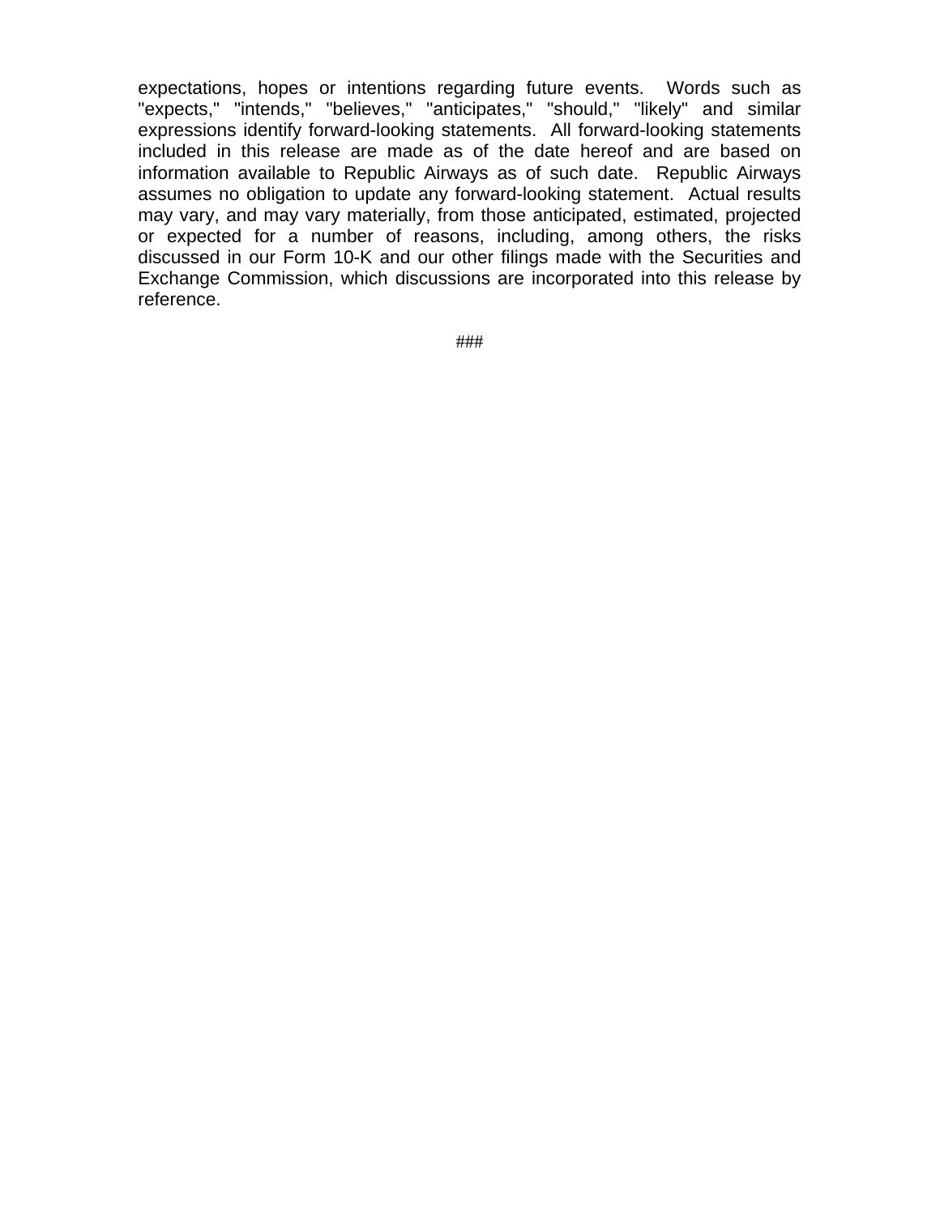expectations, hopes or intentions regarding future events. Words such as "expects," "intends," "believes," "anticipates," "should," "likely" and similar expressions identify forward-looking statements. All forward-looking statements included in this release are made as of the date hereof and are based on information available to Republic Airways as of such date. Republic Airways assumes no obligation to update any forward-looking statement. Actual results may vary, and may vary materially, from those anticipated, estimated, projected or expected for a number of reasons, including, among others, the risks discussed in our Form 10-K and our other filings made with the Securities and Exchange Commission, which discussions are incorporated into this release by reference.

###